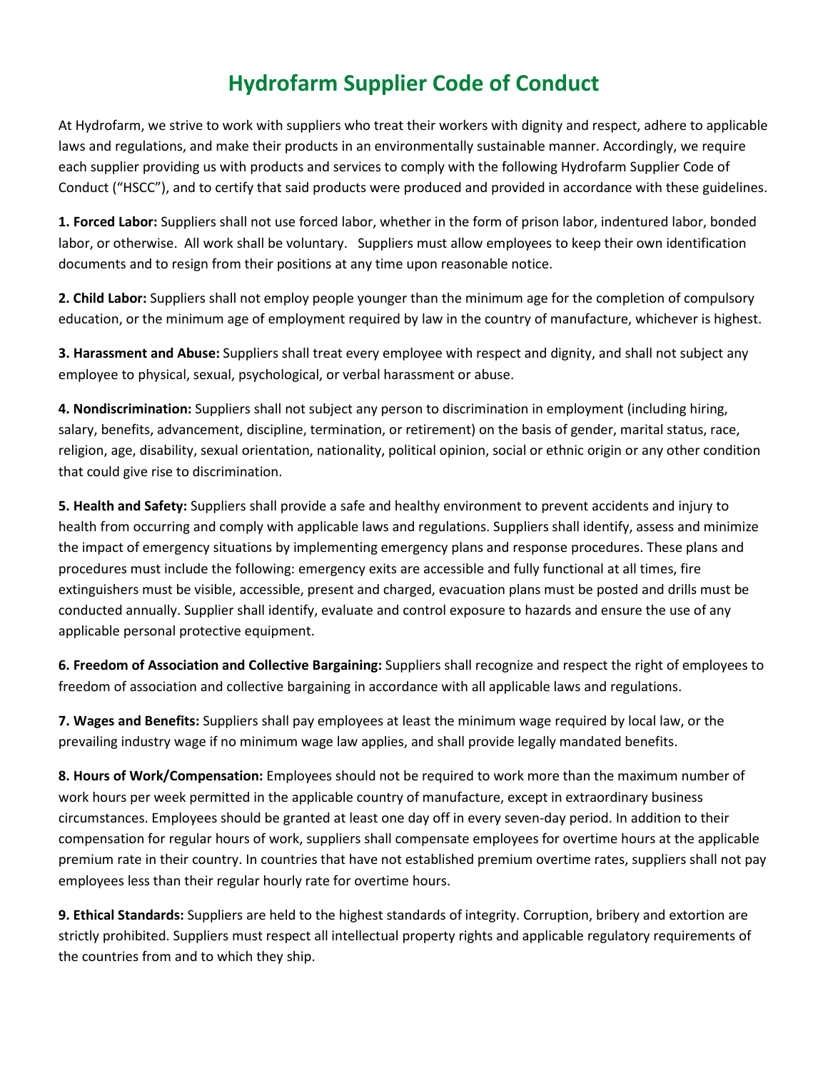# Hydrofarm Supplier Code of Conduct

At Hydrofarm, we strive to work with suppliers who treat their workers with dignity and respect, adhere to applicable laws and regulations, and make their products in an environmentally sustainable manner. Accordingly, we require each supplier providing us with products and services to comply with the following Hydrofarm Supplier Code of Conduct ("HSCC"), and to certify that said products were produced and provided in accordance with these guidelines.

**1. Forced Labor:** Suppliers shall not use forced labor, whether in the form of prison labor, indentured labor, bonded labor, or otherwise. All work shall be voluntary. Suppliers must allow employees to keep their own identification documents and to resign from their positions at any time upon reasonable notice.

**2. Child Labor:** Suppliers shall not employ people younger than the minimum age for the completion of compulsory education, or the minimum age of employment required by law in the country of manufacture, whichever is highest.

**3. Harassment and Abuse:** Suppliers shall treat every employee with respect and dignity, and shall not subject any employee to physical, sexual, psychological, or verbal harassment or abuse.

**4. Nondiscrimination:** Suppliers shall not subject any person to discrimination in employment (including hiring, salary, benefits, advancement, discipline, termination, or retirement) on the basis of gender, marital status, race, religion, age, disability, sexual orientation, nationality, political opinion, social or ethnic origin or any other condition that could give rise to discrimination.

**5. Health and Safety:** Suppliers shall provide a safe and healthy environment to prevent accidents and injury to health from occurring and comply with applicable laws and regulations. Suppliers shall identify, assess and minimize the impact of emergency situations by implementing emergency plans and response procedures. These plans and procedures must include the following: emergency exits are accessible and fully functional at all times, fire extinguishers must be visible, accessible, present and charged, evacuation plans must be posted and drills must be conducted annually. Supplier shall identify, evaluate and control exposure to hazards and ensure the use of any applicable personal protective equipment.

**6. Freedom of Association and Collective Bargaining:** Suppliers shall recognize and respect the right of employees to freedom of association and collective bargaining in accordance with all applicable laws and regulations.

**7. Wages and Benefits:** Suppliers shall pay employees at least the minimum wage required by local law, or the prevailing industry wage if no minimum wage law applies, and shall provide legally mandated benefits.

**8. Hours of Work/Compensation:** Employees should not be required to work more than the maximum number of work hours per week permitted in the applicable country of manufacture, except in extraordinary business circumstances. Employees should be granted at least one day off in every seven-day period. In addition to their compensation for regular hours of work, suppliers shall compensate employees for overtime hours at the applicable premium rate in their country. In countries that have not established premium overtime rates, suppliers shall not pay employees less than their regular hourly rate for overtime hours.

**9. Ethical Standards:** Suppliers are held to the highest standards of integrity. Corruption, bribery and extortion are strictly prohibited. Suppliers must respect all intellectual property rights and applicable regulatory requirements of the countries from and to which they ship.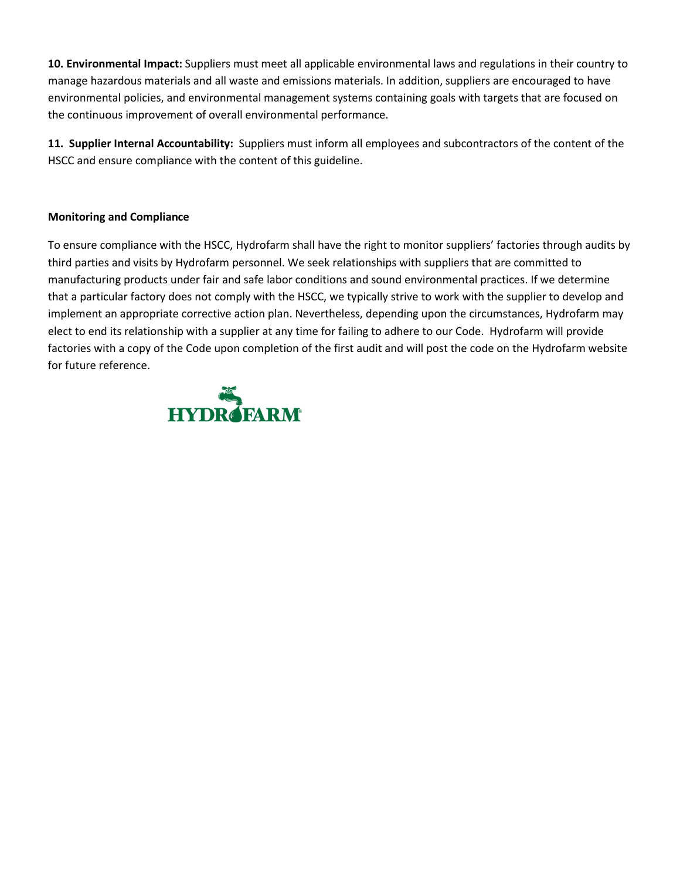**10. Environmental Impact:** Suppliers must meet all applicable environmental laws and regulations in their country to manage hazardous materials and all waste and emissions materials. In addition, suppliers are encouraged to have environmental policies, and environmental management systems containing goals with targets that are focused on the continuous improvement of overall environmental performance.

**11. Supplier Internal Accountability:** Suppliers must inform all employees and subcontractors of the content of the HSCC and ensure compliance with the content of this guideline.

**Monitoring and Compliance**

To ensure compliance with the HSCC, Hydrofarm shall have the right to monitor suppliers' factories through audits by third parties and visits by Hydrofarm personnel. We seek relationships with suppliers that are committed to manufacturing products under fair and safe labor conditions and sound environmental practices. If we determine that a particular factory does not comply with the HSCC, we typically strive to work with the supplier to develop and implement an appropriate corrective action plan. Nevertheless, depending upon the circumstances, Hydrofarm may elect to end its relationship with a supplier at any time for failing to adhere to our Code. Hydrofarm will provide factories with a copy of the Code upon completion of the first audit and will post the code on the Hydrofarm website for future reference.

HYDROFARM®